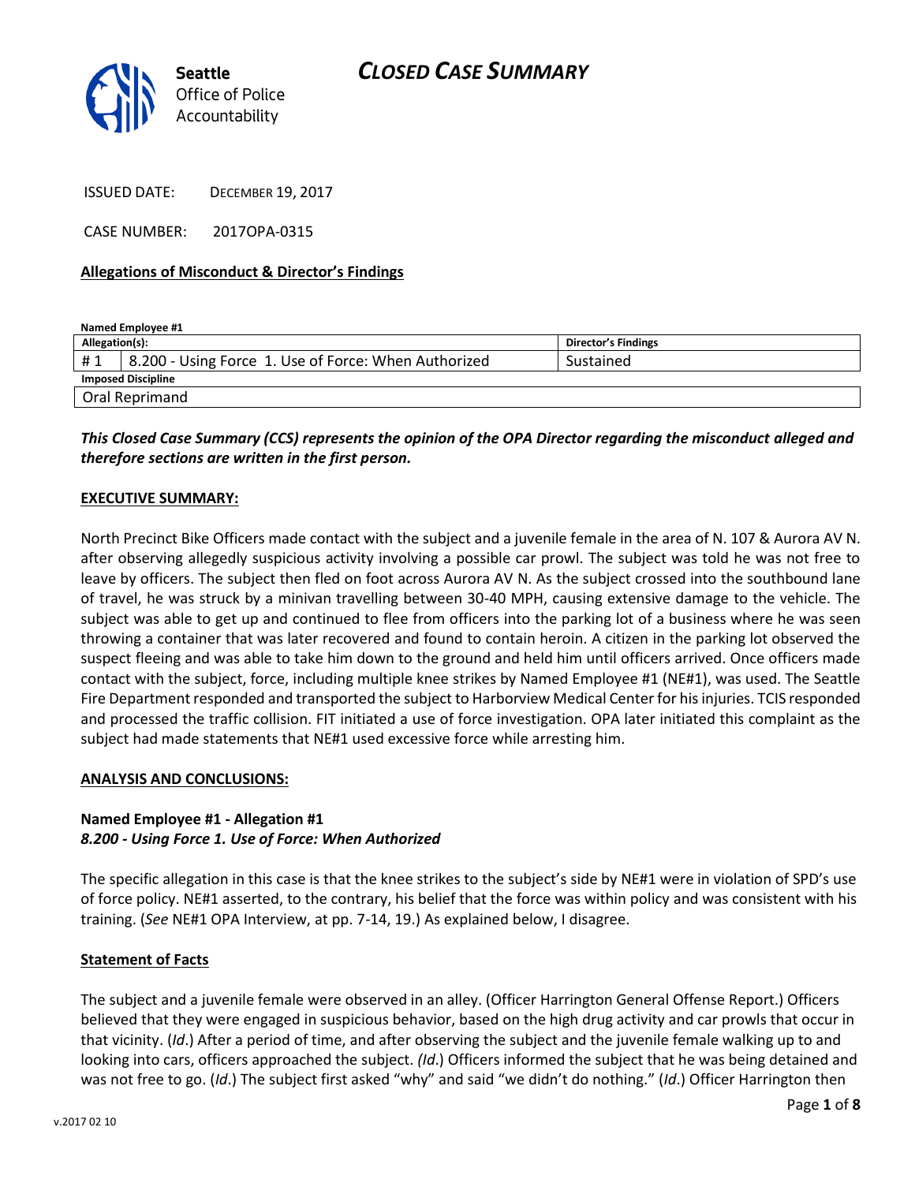# CLOSED CASE SUMMARY

Seattle Office of Police Accountability

ISSUED DATE: DECEMBER 19, 2017

CASE NUMBER: 2017OPA-0315

**Allegations of Misconduct & Director's Findings**

**Named Employee #1**

| Allegation(s): | | Director's Findings |
|---|---|---|
| # 1 | 8.200 - Using Force 1. Use of Force: When Authorized | Sustained |
| **Imposed Discipline** | | |
| Oral Reprimand | | |

***This Closed Case Summary (CCS) represents the opinion of the OPA Director regarding the misconduct alleged and therefore sections are written in the first person.***

**EXECUTIVE SUMMARY:**

North Precinct Bike Officers made contact with the subject and a juvenile female in the area of N. 107 & Aurora AV N. after observing allegedly suspicious activity involving a possible car prowl. The subject was told he was not free to leave by officers. The subject then fled on foot across Aurora AV N. As the subject crossed into the southbound lane of travel, he was struck by a minivan travelling between 30-40 MPH, causing extensive damage to the vehicle. The subject was able to get up and continued to flee from officers into the parking lot of a business where he was seen throwing a container that was later recovered and found to contain heroin. A citizen in the parking lot observed the suspect fleeing and was able to take him down to the ground and held him until officers arrived. Once officers made contact with the subject, force, including multiple knee strikes by Named Employee #1 (NE#1), was used. The Seattle Fire Department responded and transported the subject to Harborview Medical Center for his injuries. TCIS responded and processed the traffic collision. FIT initiated a use of force investigation. OPA later initiated this complaint as the subject had made statements that NE#1 used excessive force while arresting him.

**ANALYSIS AND CONCLUSIONS:**

**Named Employee #1 - Allegation #1**
***8.200 - Using Force 1. Use of Force: When Authorized***

The specific allegation in this case is that the knee strikes to the subject's side by NE#1 were in violation of SPD's use of force policy. NE#1 asserted, to the contrary, his belief that the force was within policy and was consistent with his training. (*See* NE#1 OPA Interview, at pp. 7-14, 19.) As explained below, I disagree.

**Statement of Facts**

The subject and a juvenile female were observed in an alley. (Officer Harrington General Offense Report.) Officers believed that they were engaged in suspicious behavior, based on the high drug activity and car prowls that occur in that vicinity. (*Id*.) After a period of time, and after observing the subject and the juvenile female walking up to and looking into cars, officers approached the subject. (*Id*.) Officers informed the subject that he was being detained and was not free to go. (*Id*.) The subject first asked "why" and said "we didn't do nothing." (*Id*.) Officer Harrington then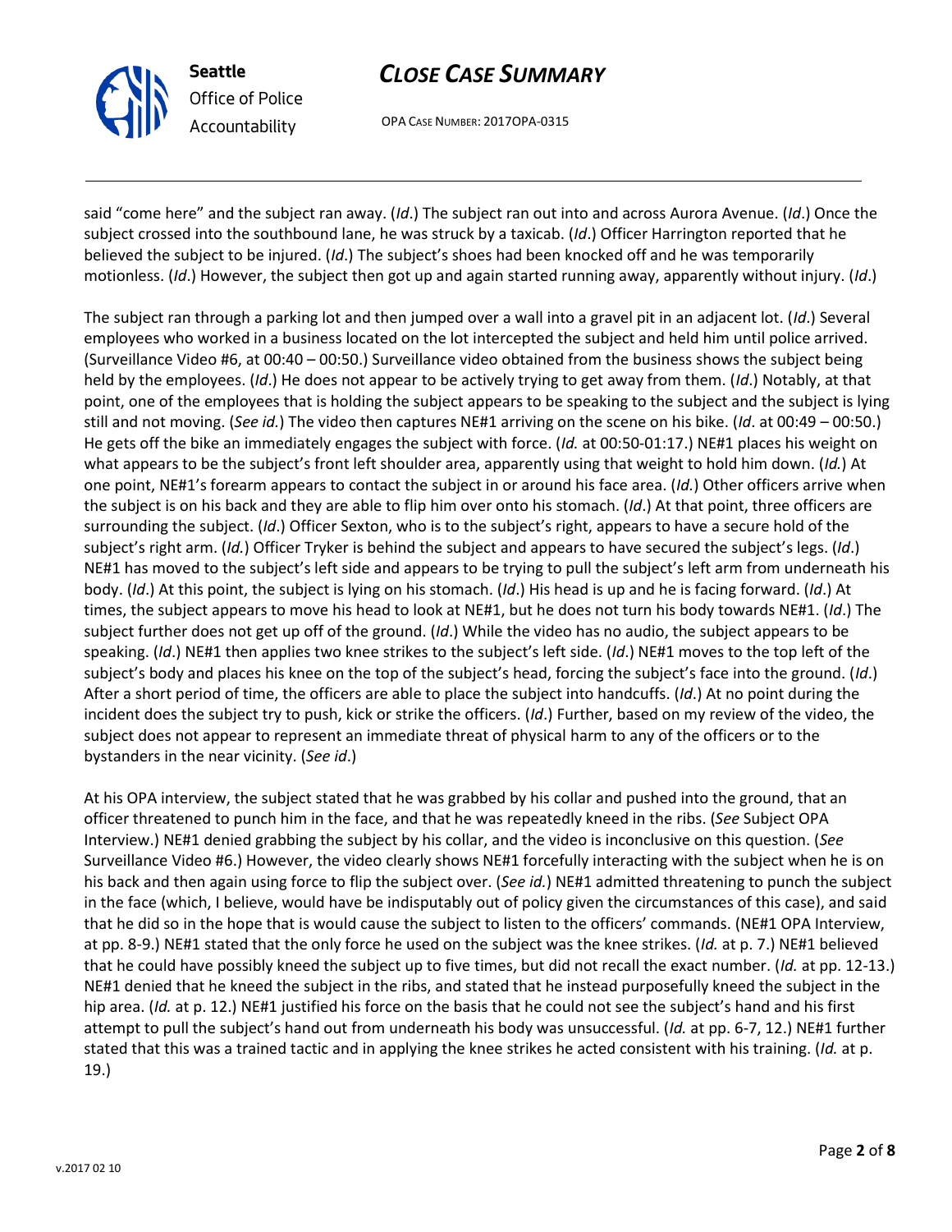said "come here" and the subject ran away. (*Id*.) The subject ran out into and across Aurora Avenue. (*Id*.) Once the subject crossed into the southbound lane, he was struck by a taxicab. (*Id*.) Officer Harrington reported that he believed the subject to be injured. (*Id*.) The subject's shoes had been knocked off and he was temporarily motionless. (*Id*.) However, the subject then got up and again started running away, apparently without injury. (*Id*.)

The subject ran through a parking lot and then jumped over a wall into a gravel pit in an adjacent lot. (*Id*.) Several employees who worked in a business located on the lot intercepted the subject and held him until police arrived. (Surveillance Video #6, at 00:40 – 00:50.) Surveillance video obtained from the business shows the subject being held by the employees. (*Id*.) He does not appear to be actively trying to get away from them. (*Id*.) Notably, at that point, one of the employees that is holding the subject appears to be speaking to the subject and the subject is lying still and not moving. (*See id.*) The video then captures NE#1 arriving on the scene on his bike. (*Id*. at 00:49 – 00:50.) He gets off the bike an immediately engages the subject with force. (*Id.* at 00:50-01:17.) NE#1 places his weight on what appears to be the subject's front left shoulder area, apparently using that weight to hold him down. (*Id.*) At one point, NE#1's forearm appears to contact the subject in or around his face area. (*Id.*) Other officers arrive when the subject is on his back and they are able to flip him over onto his stomach. (*Id*.) At that point, three officers are surrounding the subject. (*Id*.) Officer Sexton, who is to the subject's right, appears to have a secure hold of the subject's right arm. (*Id.*) Officer Tryker is behind the subject and appears to have secured the subject's legs. (*Id*.) NE#1 has moved to the subject's left side and appears to be trying to pull the subject's left arm from underneath his body. (*Id*.) At this point, the subject is lying on his stomach. (*Id*.) His head is up and he is facing forward. (*Id*.) At times, the subject appears to move his head to look at NE#1, but he does not turn his body towards NE#1. (*Id*.) The subject further does not get up off of the ground. (*Id*.) While the video has no audio, the subject appears to be speaking. (*Id*.) NE#1 then applies two knee strikes to the subject's left side. (*Id*.) NE#1 moves to the top left of the subject's body and places his knee on the top of the subject's head, forcing the subject's face into the ground. (*Id*.) After a short period of time, the officers are able to place the subject into handcuffs. (*Id*.) At no point during the incident does the subject try to push, kick or strike the officers. (*Id*.) Further, based on my review of the video, the subject does not appear to represent an immediate threat of physical harm to any of the officers or to the bystanders in the near vicinity. (*See id*.)

At his OPA interview, the subject stated that he was grabbed by his collar and pushed into the ground, that an officer threatened to punch him in the face, and that he was repeatedly kneed in the ribs. (*See* Subject OPA Interview.) NE#1 denied grabbing the subject by his collar, and the video is inconclusive on this question. (*See* Surveillance Video #6.) However, the video clearly shows NE#1 forcefully interacting with the subject when he is on his back and then again using force to flip the subject over. (*See id.*) NE#1 admitted threatening to punch the subject in the face (which, I believe, would have be indisputably out of policy given the circumstances of this case), and said that he did so in the hope that is would cause the subject to listen to the officers' commands. (NE#1 OPA Interview, at pp. 8-9.) NE#1 stated that the only force he used on the subject was the knee strikes. (*Id.* at p. 7.) NE#1 believed that he could have possibly kneed the subject up to five times, but did not recall the exact number. (*Id.* at pp. 12-13.) NE#1 denied that he kneed the subject in the ribs, and stated that he instead purposefully kneed the subject in the hip area. (*Id.* at p. 12.) NE#1 justified his force on the basis that he could not see the subject's hand and his first attempt to pull the subject's hand out from underneath his body was unsuccessful. (*Id.* at pp. 6-7, 12.) NE#1 further stated that this was a trained tactic and in applying the knee strikes he acted consistent with his training. (*Id.* at p. 19.)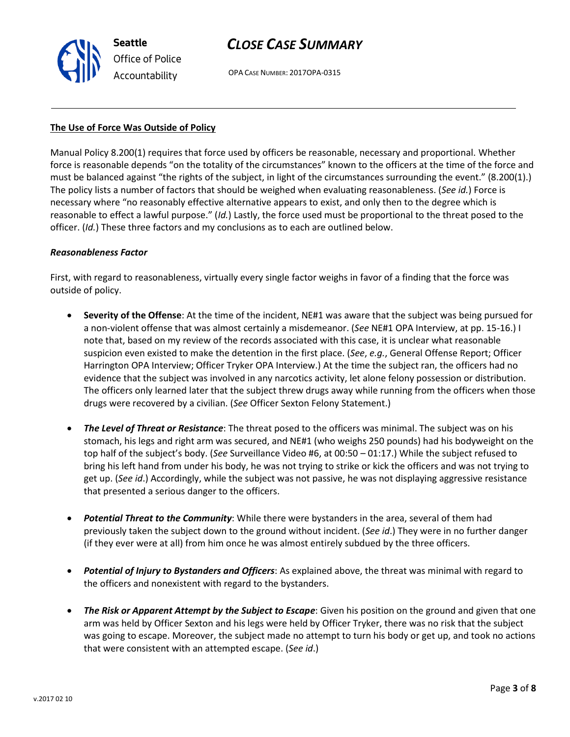**The Use of Force Was Outside of Policy**

Manual Policy 8.200(1) requires that force used by officers be reasonable, necessary and proportional. Whether force is reasonable depends "on the totality of the circumstances" known to the officers at the time of the force and must be balanced against "the rights of the subject, in light of the circumstances surrounding the event." (8.200(1).) The policy lists a number of factors that should be weighed when evaluating reasonableness. (*See id.*) Force is necessary where "no reasonably effective alternative appears to exist, and only then to the degree which is reasonable to effect a lawful purpose." (*Id.*) Lastly, the force used must be proportional to the threat posed to the officer. (*Id.*) These three factors and my conclusions as to each are outlined below.

***Reasonableness Factor***

First, with regard to reasonableness, virtually every single factor weighs in favor of a finding that the force was outside of policy.

- **Severity of the Offense**: At the time of the incident, NE#1 was aware that the subject was being pursued for a non-violent offense that was almost certainly a misdemeanor. (*See* NE#1 OPA Interview, at pp. 15-16.) I note that, based on my review of the records associated with this case, it is unclear what reasonable suspicion even existed to make the detention in the first place. (*See*, *e.g.*, General Offense Report; Officer Harrington OPA Interview; Officer Tryker OPA Interview.) At the time the subject ran, the officers had no evidence that the subject was involved in any narcotics activity, let alone felony possession or distribution. The officers only learned later that the subject threw drugs away while running from the officers when those drugs were recovered by a civilian. (*See* Officer Sexton Felony Statement.)

- ***The Level of Threat or Resistance***: The threat posed to the officers was minimal. The subject was on his stomach, his legs and right arm was secured, and NE#1 (who weighs 250 pounds) had his bodyweight on the top half of the subject's body. (*See* Surveillance Video #6, at 00:50 – 01:17.) While the subject refused to bring his left hand from under his body, he was not trying to strike or kick the officers and was not trying to get up. (*See id*.) Accordingly, while the subject was not passive, he was not displaying aggressive resistance that presented a serious danger to the officers.

- ***Potential Threat to the Community***: While there were bystanders in the area, several of them had previously taken the subject down to the ground without incident. (*See id*.) They were in no further danger (if they ever were at all) from him once he was almost entirely subdued by the three officers.

- ***Potential of Injury to Bystanders and Officers***: As explained above, the threat was minimal with regard to the officers and nonexistent with regard to the bystanders.

- ***The Risk or Apparent Attempt by the Subject to Escape***: Given his position on the ground and given that one arm was held by Officer Sexton and his legs were held by Officer Tryker, there was no risk that the subject was going to escape. Moreover, the subject made no attempt to turn his body or get up, and took no actions that were consistent with an attempted escape. (*See id*.)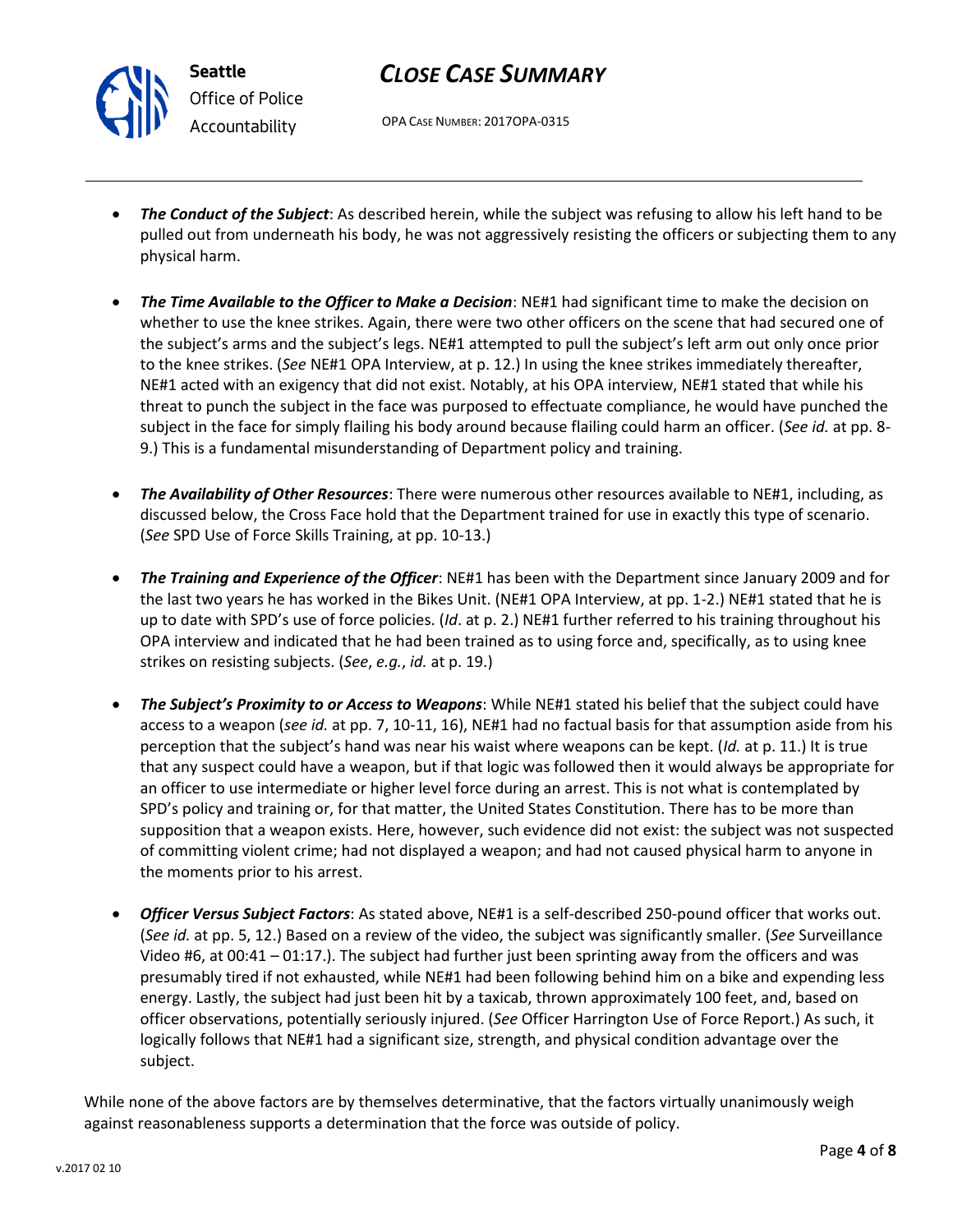- ***The Conduct of the Subject***: As described herein, while the subject was refusing to allow his left hand to be pulled out from underneath his body, he was not aggressively resisting the officers or subjecting them to any physical harm.

- ***The Time Available to the Officer to Make a Decision***: NE#1 had significant time to make the decision on whether to use the knee strikes. Again, there were two other officers on the scene that had secured one of the subject's arms and the subject's legs. NE#1 attempted to pull the subject's left arm out only once prior to the knee strikes. (*See* NE#1 OPA Interview, at p. 12.) In using the knee strikes immediately thereafter, NE#1 acted with an exigency that did not exist. Notably, at his OPA interview, NE#1 stated that while his threat to punch the subject in the face was purposed to effectuate compliance, he would have punched the subject in the face for simply flailing his body around because flailing could harm an officer. (*See id.* at pp. 8-9.) This is a fundamental misunderstanding of Department policy and training.

- ***The Availability of Other Resources***: There were numerous other resources available to NE#1, including, as discussed below, the Cross Face hold that the Department trained for use in exactly this type of scenario. (*See* SPD Use of Force Skills Training, at pp. 10-13.)

- ***The Training and Experience of the Officer***: NE#1 has been with the Department since January 2009 and for the last two years he has worked in the Bikes Unit. (NE#1 OPA Interview, at pp. 1-2.) NE#1 stated that he is up to date with SPD's use of force policies. (*Id*. at p. 2.) NE#1 further referred to his training throughout his OPA interview and indicated that he had been trained as to using force and, specifically, as to using knee strikes on resisting subjects. (*See*, *e.g.*, *id.* at p. 19.)

- ***The Subject's Proximity to or Access to Weapons***: While NE#1 stated his belief that the subject could have access to a weapon (*see id.* at pp. 7, 10-11, 16), NE#1 had no factual basis for that assumption aside from his perception that the subject's hand was near his waist where weapons can be kept. (*Id.* at p. 11.) It is true that any suspect could have a weapon, but if that logic was followed then it would always be appropriate for an officer to use intermediate or higher level force during an arrest. This is not what is contemplated by SPD's policy and training or, for that matter, the United States Constitution. There has to be more than supposition that a weapon exists. Here, however, such evidence did not exist: the subject was not suspected of committing violent crime; had not displayed a weapon; and had not caused physical harm to anyone in the moments prior to his arrest.

- ***Officer Versus Subject Factors***: As stated above, NE#1 is a self-described 250-pound officer that works out. (*See id.* at pp. 5, 12.) Based on a review of the video, the subject was significantly smaller. (*See* Surveillance Video #6, at 00:41 – 01:17.). The subject had further just been sprinting away from the officers and was presumably tired if not exhausted, while NE#1 had been following behind him on a bike and expending less energy. Lastly, the subject had just been hit by a taxicab, thrown approximately 100 feet, and, based on officer observations, potentially seriously injured. (*See* Officer Harrington Use of Force Report.) As such, it logically follows that NE#1 had a significant size, strength, and physical condition advantage over the subject.

While none of the above factors are by themselves determinative, that the factors virtually unanimously weigh against reasonableness supports a determination that the force was outside of policy.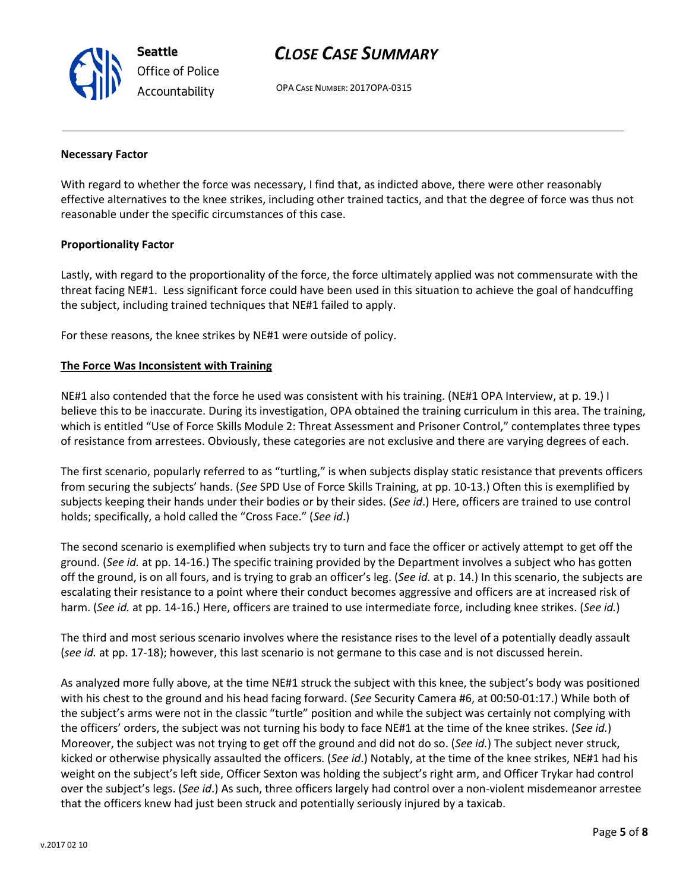**Necessary Factor**

With regard to whether the force was necessary, I find that, as indicted above, there were other reasonably effective alternatives to the knee strikes, including other trained tactics, and that the degree of force was thus not reasonable under the specific circumstances of this case.

**Proportionality Factor**

Lastly, with regard to the proportionality of the force, the force ultimately applied was not commensurate with the threat facing NE#1. Less significant force could have been used in this situation to achieve the goal of handcuffing the subject, including trained techniques that NE#1 failed to apply.

For these reasons, the knee strikes by NE#1 were outside of policy.

**The Force Was Inconsistent with Training**

NE#1 also contended that the force he used was consistent with his training. (NE#1 OPA Interview, at p. 19.) I believe this to be inaccurate. During its investigation, OPA obtained the training curriculum in this area. The training, which is entitled "Use of Force Skills Module 2: Threat Assessment and Prisoner Control," contemplates three types of resistance from arrestees. Obviously, these categories are not exclusive and there are varying degrees of each.

The first scenario, popularly referred to as "turtling," is when subjects display static resistance that prevents officers from securing the subjects' hands. (*See* SPD Use of Force Skills Training, at pp. 10-13.) Often this is exemplified by subjects keeping their hands under their bodies or by their sides. (*See id*.) Here, officers are trained to use control holds; specifically, a hold called the "Cross Face." (*See id*.)

The second scenario is exemplified when subjects try to turn and face the officer or actively attempt to get off the ground. (*See id.* at pp. 14-16.) The specific training provided by the Department involves a subject who has gotten off the ground, is on all fours, and is trying to grab an officer's leg. (*See id.* at p. 14.) In this scenario, the subjects are escalating their resistance to a point where their conduct becomes aggressive and officers are at increased risk of harm. (*See id.* at pp. 14-16.) Here, officers are trained to use intermediate force, including knee strikes. (*See id.*)

The third and most serious scenario involves where the resistance rises to the level of a potentially deadly assault (*see id.* at pp. 17-18); however, this last scenario is not germane to this case and is not discussed herein.

As analyzed more fully above, at the time NE#1 struck the subject with this knee, the subject's body was positioned with his chest to the ground and his head facing forward. (*See* Security Camera #6, at 00:50-01:17.) While both of the subject's arms were not in the classic "turtle" position and while the subject was certainly not complying with the officers' orders, the subject was not turning his body to face NE#1 at the time of the knee strikes. (*See id.*) Moreover, the subject was not trying to get off the ground and did not do so. (*See id.*) The subject never struck, kicked or otherwise physically assaulted the officers. (*See id*.) Notably, at the time of the knee strikes, NE#1 had his weight on the subject's left side, Officer Sexton was holding the subject's right arm, and Officer Trykar had control over the subject's legs. (*See id*.) As such, three officers largely had control over a non-violent misdemeanor arrestee that the officers knew had just been struck and potentially seriously injured by a taxicab.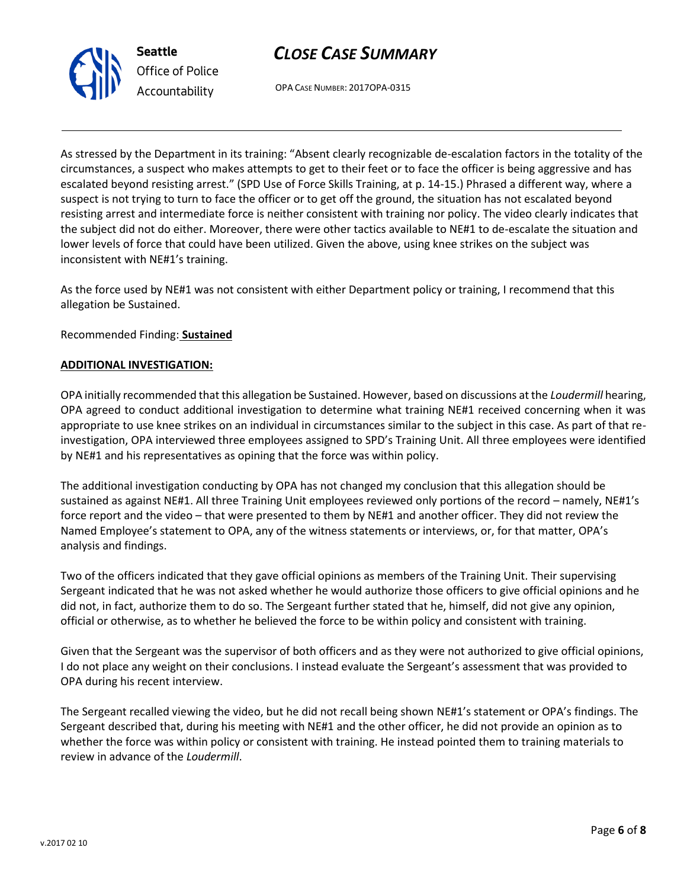As stressed by the Department in its training: "Absent clearly recognizable de-escalation factors in the totality of the circumstances, a suspect who makes attempts to get to their feet or to face the officer is being aggressive and has escalated beyond resisting arrest." (SPD Use of Force Skills Training, at p. 14-15.) Phrased a different way, where a suspect is not trying to turn to face the officer or to get off the ground, the situation has not escalated beyond resisting arrest and intermediate force is neither consistent with training nor policy. The video clearly indicates that the subject did not do either. Moreover, there were other tactics available to NE#1 to de-escalate the situation and lower levels of force that could have been utilized. Given the above, using knee strikes on the subject was inconsistent with NE#1's training.

As the force used by NE#1 was not consistent with either Department policy or training, I recommend that this allegation be Sustained.

Recommended Finding: **Sustained**

**ADDITIONAL INVESTIGATION:**

OPA initially recommended that this allegation be Sustained. However, based on discussions at the *Loudermill* hearing, OPA agreed to conduct additional investigation to determine what training NE#1 received concerning when it was appropriate to use knee strikes on an individual in circumstances similar to the subject in this case. As part of that re-investigation, OPA interviewed three employees assigned to SPD's Training Unit. All three employees were identified by NE#1 and his representatives as opining that the force was within policy.

The additional investigation conducting by OPA has not changed my conclusion that this allegation should be sustained as against NE#1. All three Training Unit employees reviewed only portions of the record – namely, NE#1's force report and the video – that were presented to them by NE#1 and another officer. They did not review the Named Employee's statement to OPA, any of the witness statements or interviews, or, for that matter, OPA's analysis and findings.

Two of the officers indicated that they gave official opinions as members of the Training Unit. Their supervising Sergeant indicated that he was not asked whether he would authorize those officers to give official opinions and he did not, in fact, authorize them to do so. The Sergeant further stated that he, himself, did not give any opinion, official or otherwise, as to whether he believed the force to be within policy and consistent with training.

Given that the Sergeant was the supervisor of both officers and as they were not authorized to give official opinions, I do not place any weight on their conclusions. I instead evaluate the Sergeant's assessment that was provided to OPA during his recent interview.

The Sergeant recalled viewing the video, but he did not recall being shown NE#1's statement or OPA's findings. The Sergeant described that, during his meeting with NE#1 and the other officer, he did not provide an opinion as to whether the force was within policy or consistent with training. He instead pointed them to training materials to review in advance of the *Loudermill*.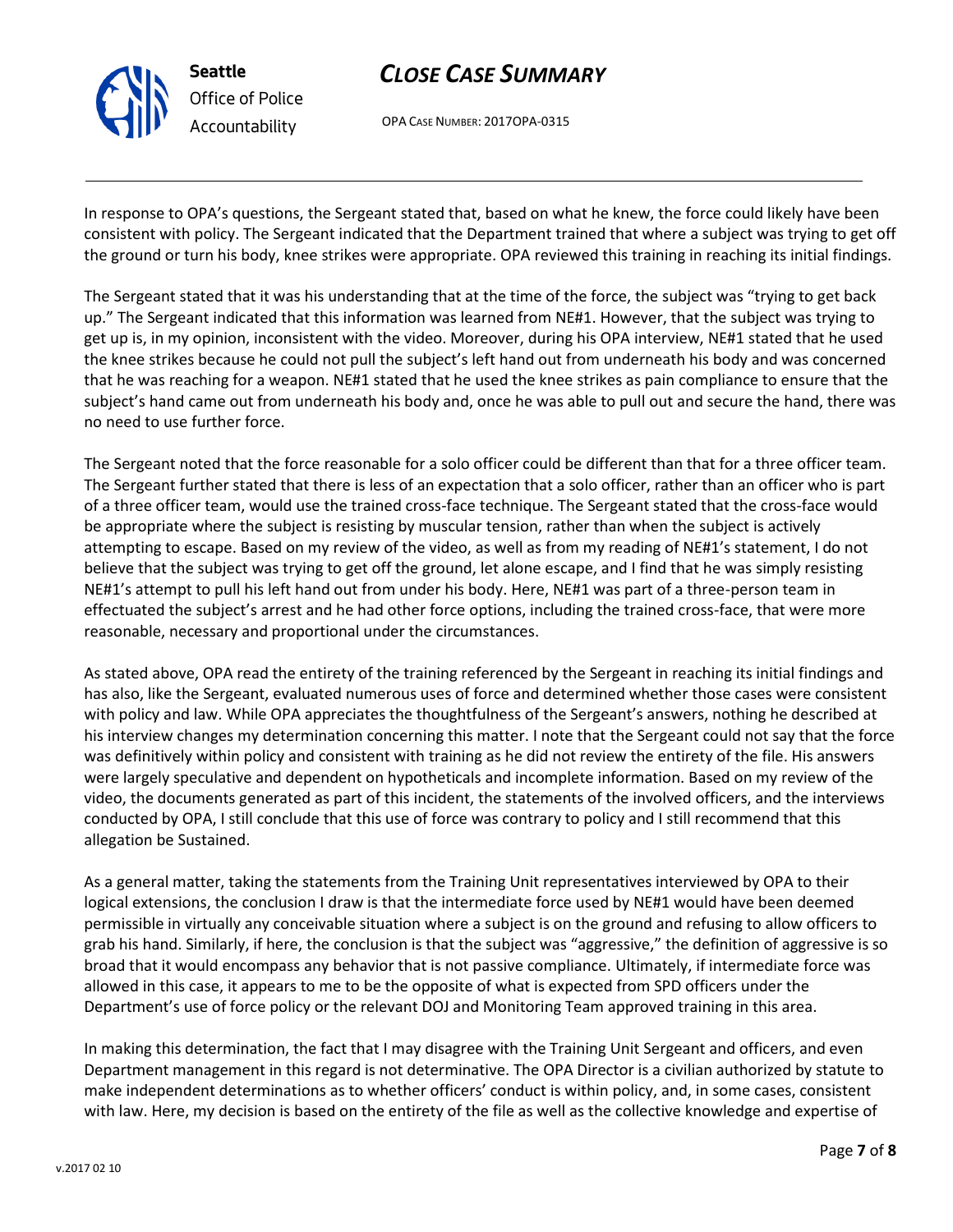In response to OPA's questions, the Sergeant stated that, based on what he knew, the force could likely have been consistent with policy. The Sergeant indicated that the Department trained that where a subject was trying to get off the ground or turn his body, knee strikes were appropriate. OPA reviewed this training in reaching its initial findings.

The Sergeant stated that it was his understanding that at the time of the force, the subject was "trying to get back up." The Sergeant indicated that this information was learned from NE#1. However, that the subject was trying to get up is, in my opinion, inconsistent with the video. Moreover, during his OPA interview, NE#1 stated that he used the knee strikes because he could not pull the subject's left hand out from underneath his body and was concerned that he was reaching for a weapon. NE#1 stated that he used the knee strikes as pain compliance to ensure that the subject's hand came out from underneath his body and, once he was able to pull out and secure the hand, there was no need to use further force.

The Sergeant noted that the force reasonable for a solo officer could be different than that for a three officer team. The Sergeant further stated that there is less of an expectation that a solo officer, rather than an officer who is part of a three officer team, would use the trained cross-face technique. The Sergeant stated that the cross-face would be appropriate where the subject is resisting by muscular tension, rather than when the subject is actively attempting to escape. Based on my review of the video, as well as from my reading of NE#1's statement, I do not believe that the subject was trying to get off the ground, let alone escape, and I find that he was simply resisting NE#1's attempt to pull his left hand out from under his body. Here, NE#1 was part of a three-person team in effectuated the subject's arrest and he had other force options, including the trained cross-face, that were more reasonable, necessary and proportional under the circumstances.

As stated above, OPA read the entirety of the training referenced by the Sergeant in reaching its initial findings and has also, like the Sergeant, evaluated numerous uses of force and determined whether those cases were consistent with policy and law. While OPA appreciates the thoughtfulness of the Sergeant's answers, nothing he described at his interview changes my determination concerning this matter. I note that the Sergeant could not say that the force was definitively within policy and consistent with training as he did not review the entirety of the file. His answers were largely speculative and dependent on hypotheticals and incomplete information. Based on my review of the video, the documents generated as part of this incident, the statements of the involved officers, and the interviews conducted by OPA, I still conclude that this use of force was contrary to policy and I still recommend that this allegation be Sustained.

As a general matter, taking the statements from the Training Unit representatives interviewed by OPA to their logical extensions, the conclusion I draw is that the intermediate force used by NE#1 would have been deemed permissible in virtually any conceivable situation where a subject is on the ground and refusing to allow officers to grab his hand. Similarly, if here, the conclusion is that the subject was "aggressive," the definition of aggressive is so broad that it would encompass any behavior that is not passive compliance. Ultimately, if intermediate force was allowed in this case, it appears to me to be the opposite of what is expected from SPD officers under the Department's use of force policy or the relevant DOJ and Monitoring Team approved training in this area.

In making this determination, the fact that I may disagree with the Training Unit Sergeant and officers, and even Department management in this regard is not determinative. The OPA Director is a civilian authorized by statute to make independent determinations as to whether officers' conduct is within policy, and, in some cases, consistent with law. Here, my decision is based on the entirety of the file as well as the collective knowledge and expertise of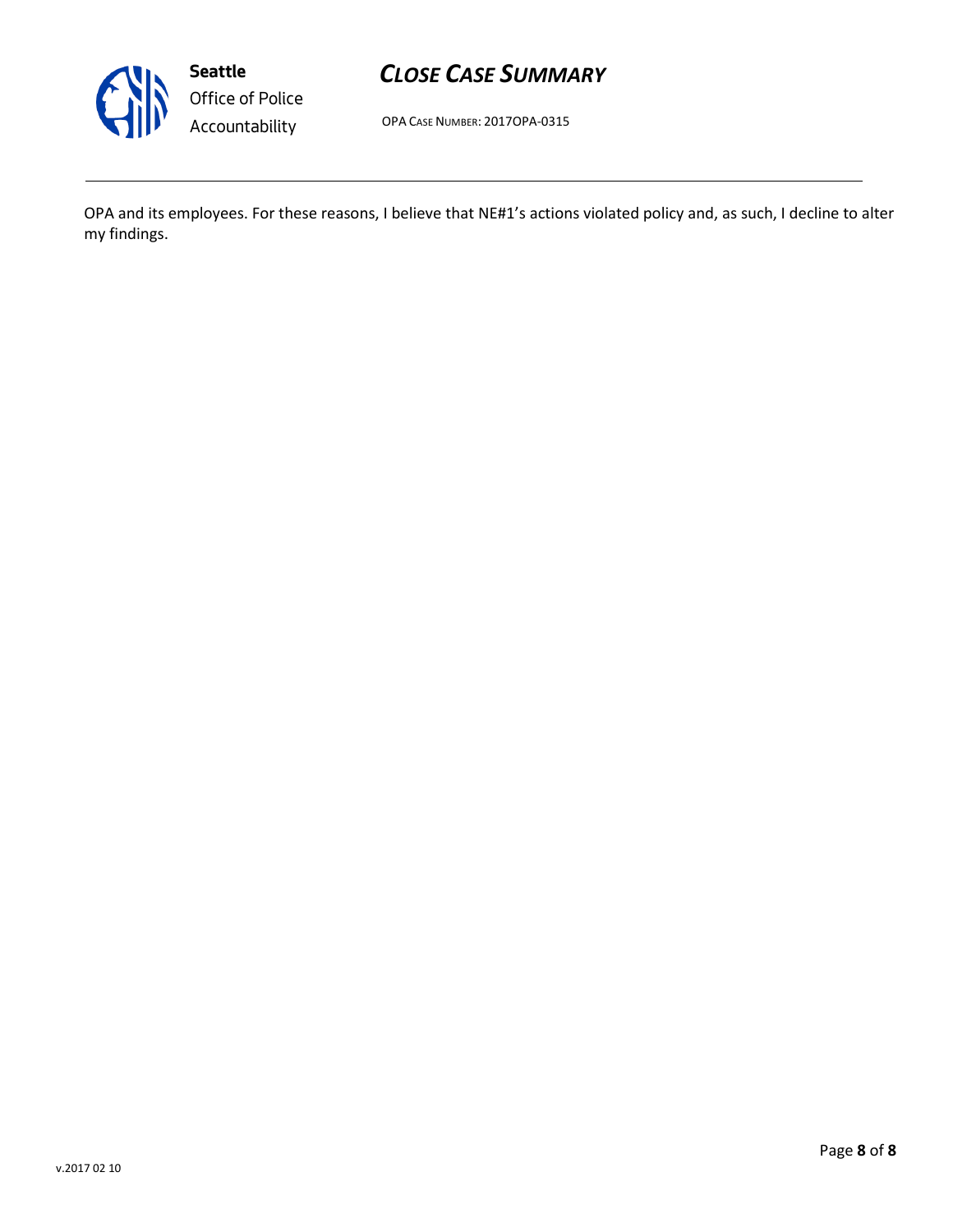OPA and its employees. For these reasons, I believe that NE#1's actions violated policy and, as such, I decline to alter my findings.